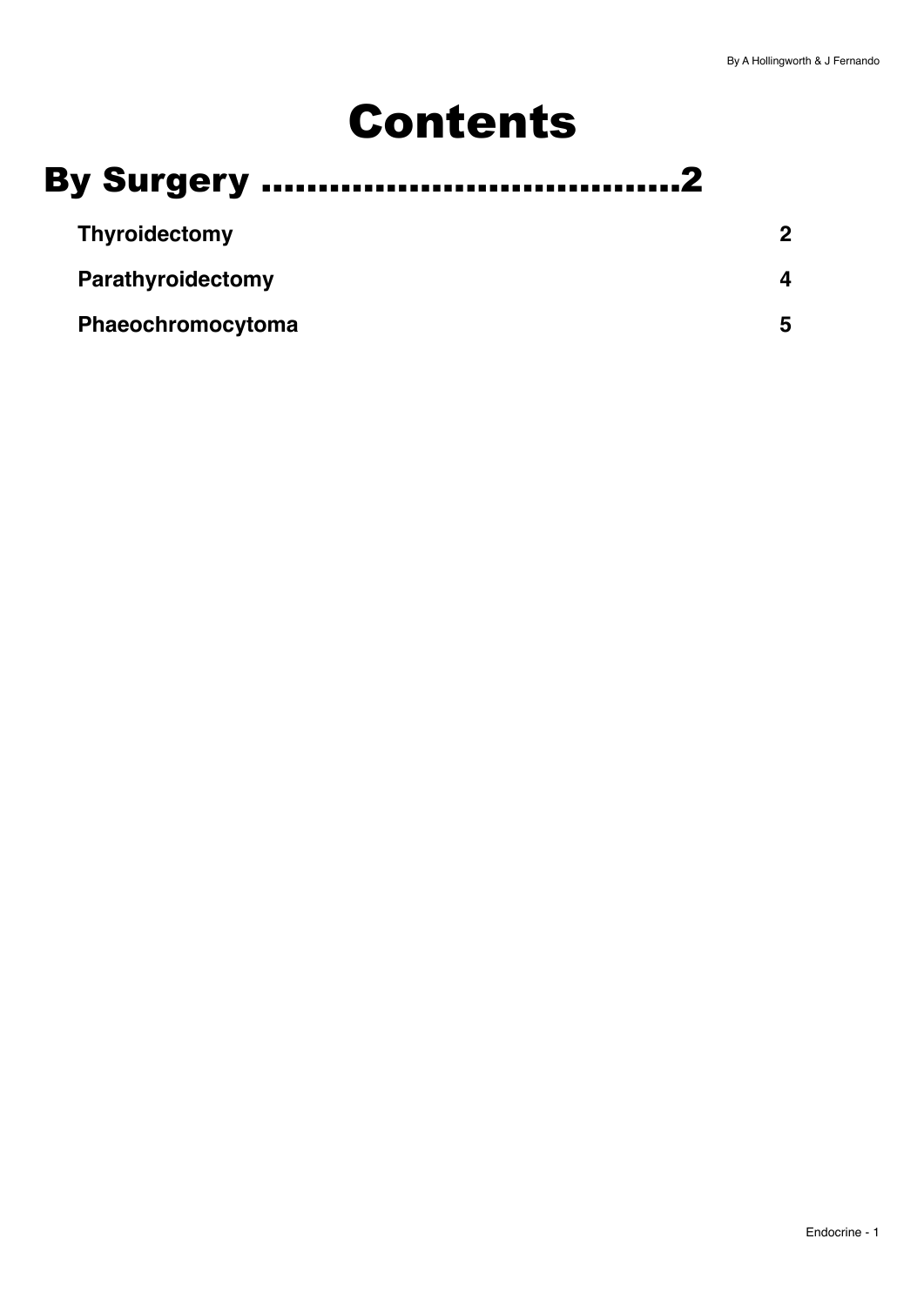# Contents

## By Surgery ....................................2

**Thyroidectomy** **2**

**Parathyroidectomy** **4**

**Phaeochromocytoma** **5**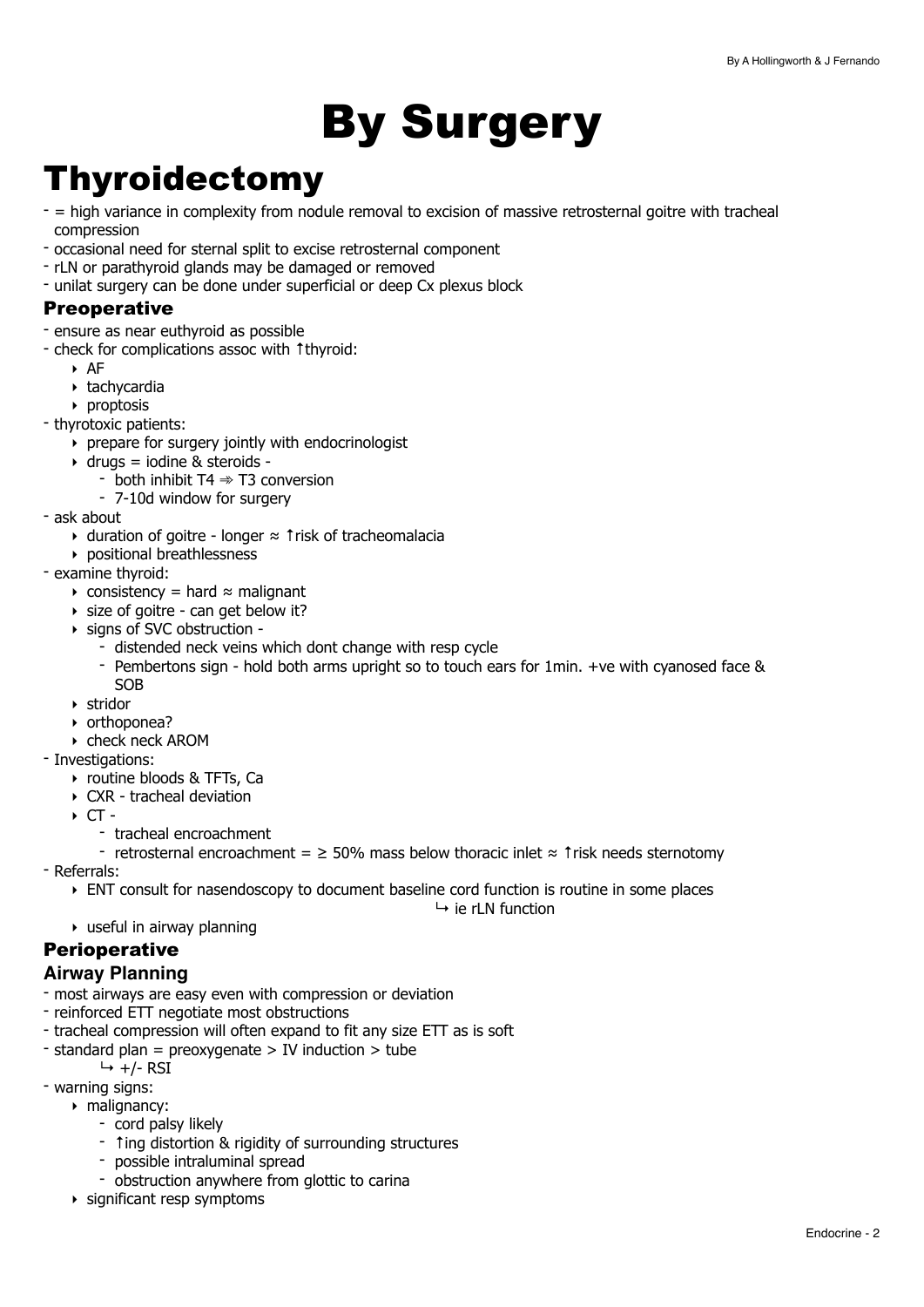# By Surgery

# Thyroidectomy

- = high variance in complexity from nodule removal to excision of massive retrosternal goitre with tracheal compression
- occasional need for sternal split to excise retrosternal component
- rLN or parathyroid glands may be damaged or removed
- unilat surgery can be done under superficial or deep Cx plexus block

### Preoperative

- ensure as near euthyroid as possible
- check for complications assoc with ↑thyroid:
    - AF
    - tachycardia
    - proptosis
- thyrotoxic patients:
    - prepare for surgery jointly with endocrinologist
    - drugs = iodine & steroids -
        - both inhibit T4 ⇒ T3 conversion
        - 7-10d window for surgery
- ask about
    - duration of goitre - longer ≈ ↑risk of tracheomalacia
    - positional breathlessness
- examine thyroid:
    - consistency = hard ≈ malignant
    - size of goitre - can get below it?
    - signs of SVC obstruction -
        - distended neck veins which dont change with resp cycle
        - Pembertons sign - hold both arms upright so to touch ears for 1min. +ve with cyanosed face & SOB
    - stridor
    - orthoponea?
    - check neck AROM
- Investigations:
    - routine bloods & TFTs, Ca
    - CXR - tracheal deviation
    - CT -
        - tracheal encroachment
        - retrosternal encroachment = ≥ 50% mass below thoracic inlet ≈ ↑risk needs sternotomy
- Referrals:
    - ENT consult for nasendoscopy to document baseline cord function is routine in some places
      ↳ ie rLN function
    - useful in airway planning

### Perioperative

#### Airway Planning

- most airways are easy even with compression or deviation
- reinforced ETT negotiate most obstructions
- tracheal compression will often expand to fit any size ETT as is soft
- standard plan = preoxygenate > IV induction > tube
  ↳ +/- RSI
- warning signs:
    - malignancy:
        - cord palsy likely
        - ↑ing distortion & rigidity of surrounding structures
        - possible intraluminal spread
        - obstruction anywhere from glottic to carina
    - significant resp symptoms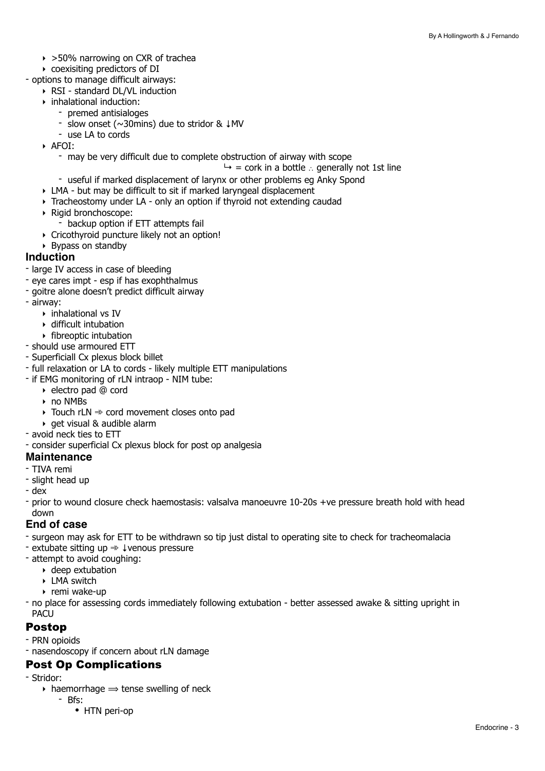- >50% narrowing on CXR of trachea
    - coexisiting predictors of DI
- options to manage difficult airways:
    - RSI - standard DL/VL induction
    - inhalational induction:
        - premed antisialoges
        - slow onset (~30mins) due to stridor & ↓MV
        - use LA to cords
    - AFOI:
        - may be very difficult due to complete obstruction of airway with scope
          ↪ = cork in a bottle ∴ generally not 1st line
        - useful if marked displacement of larynx or other problems eg Anky Spond
    - LMA - but may be difficult to sit if marked laryngeal displacement
    - Tracheostomy under LA - only an option if thyroid not extending caudad
    - Rigid bronchoscope:
        - backup option if ETT attempts fail
    - Cricothyroid puncture likely not an option!
    - Bypass on standby

### Induction

- large IV access in case of bleeding
- eye cares impt - esp if has exophthalmus
- goitre alone doesn't predict difficult airway
- airway:
    - inhalational vs IV
    - difficult intubation
    - fibreoptic intubation
- should use armoured ETT
- Superficiall Cx plexus block billet
- full relaxation or LA to cords - likely multiple ETT manipulations
- if EMG monitoring of rLN intraop - NIM tube:
    - electro pad @ cord
    - no NMBs
    - Touch rLN ⇛ cord movement closes onto pad
    - get visual & audible alarm
- avoid neck ties to ETT
- consider superficial Cx plexus block for post op analgesia

### Maintenance

- TIVA remi
- slight head up
- dex
- prior to wound closure check haemostasis: valsalva manoeuvre 10-20s +ve pressure breath hold with head down

### End of case

- surgeon may ask for ETT to be withdrawn so tip just distal to operating site to check for tracheomalacia
- extubate sitting up ⇛ ↓venous pressure
- attempt to avoid coughing:
    - deep extubation
    - LMA switch
    - remi wake-up
- no place for assessing cords immediately following extubation - better assessed awake & sitting upright in PACU

## Postop

- PRN opioids
- nasendoscopy if concern about rLN damage

## Post Op Complications

- Stridor:
    - haemorrhage ⟹ tense swelling of neck
        - Bfs:
            - HTN peri-op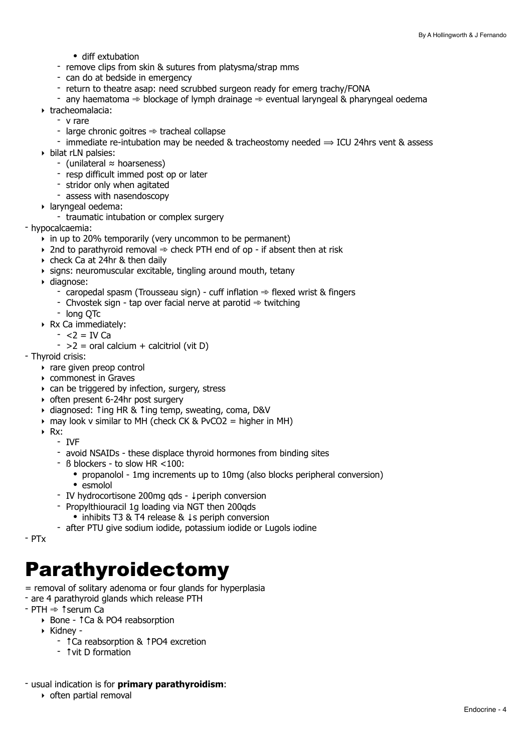- diff extubation
    - remove clips from skin & sutures from platysma/strap mms
    - can do at bedside in emergency
    - return to theatre asap: need scrubbed surgeon ready for emerg trachy/FONA
    - any haematoma ⇛ blockage of lymph drainage ⇛ eventual laryngeal & pharyngeal oedema
  - tracheomalacia:
    - v rare
    - large chronic goitres ⇛ tracheal collapse
    - immediate re-intubation may be needed & tracheostomy needed ⟹ ICU 24hrs vent & assess
  - bilat rLN palsies:
    - (unilateral ≈ hoarseness)
    - resp difficult immed post op or later
    - stridor only when agitated
    - assess with nasendoscopy
  - laryngeal oedema:
    - traumatic intubation or complex surgery
- hypocalcaemia:
  - in up to 20% temporarily (very uncommon to be permanent)
  - 2nd to parathyroid removal ⇛ check PTH end of op - if absent then at risk
  - check Ca at 24hr & then daily
  - signs: neuromuscular excitable, tingling around mouth, tetany
  - diagnose:
    - caropedal spasm (Trousseau sign) - cuff inflation ⇛ flexed wrist & fingers
    - Chvostek sign - tap over facial nerve at parotid ⇛ twitching
    - long QTc
  - Rx Ca immediately:
    - <2 = IV Ca
    - >2 = oral calcium + calcitriol (vit D)
- Thyroid crisis:
  - rare given preop control
  - commonest in Graves
  - can be triggered by infection, surgery, stress
  - often present 6-24hr post surgery
  - diagnosed: ↑ing HR & ↑ing temp, sweating, coma, D&V
  - may look v similar to MH (check CK & PvCO2 = higher in MH)
  - Rx:
    - IVF
    - avoid NSAIDs - these displace thyroid hormones from binding sites
    - ß blockers - to slow HR <100:
      - propanolol - 1mg increments up to 10mg (also blocks peripheral conversion)
      - esmolol
    - IV hydrocortisone 200mg qds - ↓periph conversion
    - Propylthiouracil 1g loading via NGT then 200qds
      - inhibits T3 & T4 release & ↓s periph conversion
    - after PTU give sodium iodide, potassium iodide or Lugols iodine
- PTx

# Parathyroidectomy

= removal of solitary adenoma or four glands for hyperplasia
- are 4 parathyroid glands which release PTH
- PTH ⇛ ↑serum Ca
  - Bone - ↑Ca & PO4 reabsorption
  - Kidney -
    - ↑Ca reabsorption & ↑PO4 excretion
    - ↑vit D formation

- usual indication is for **primary parathyroidism**:
  - often partial removal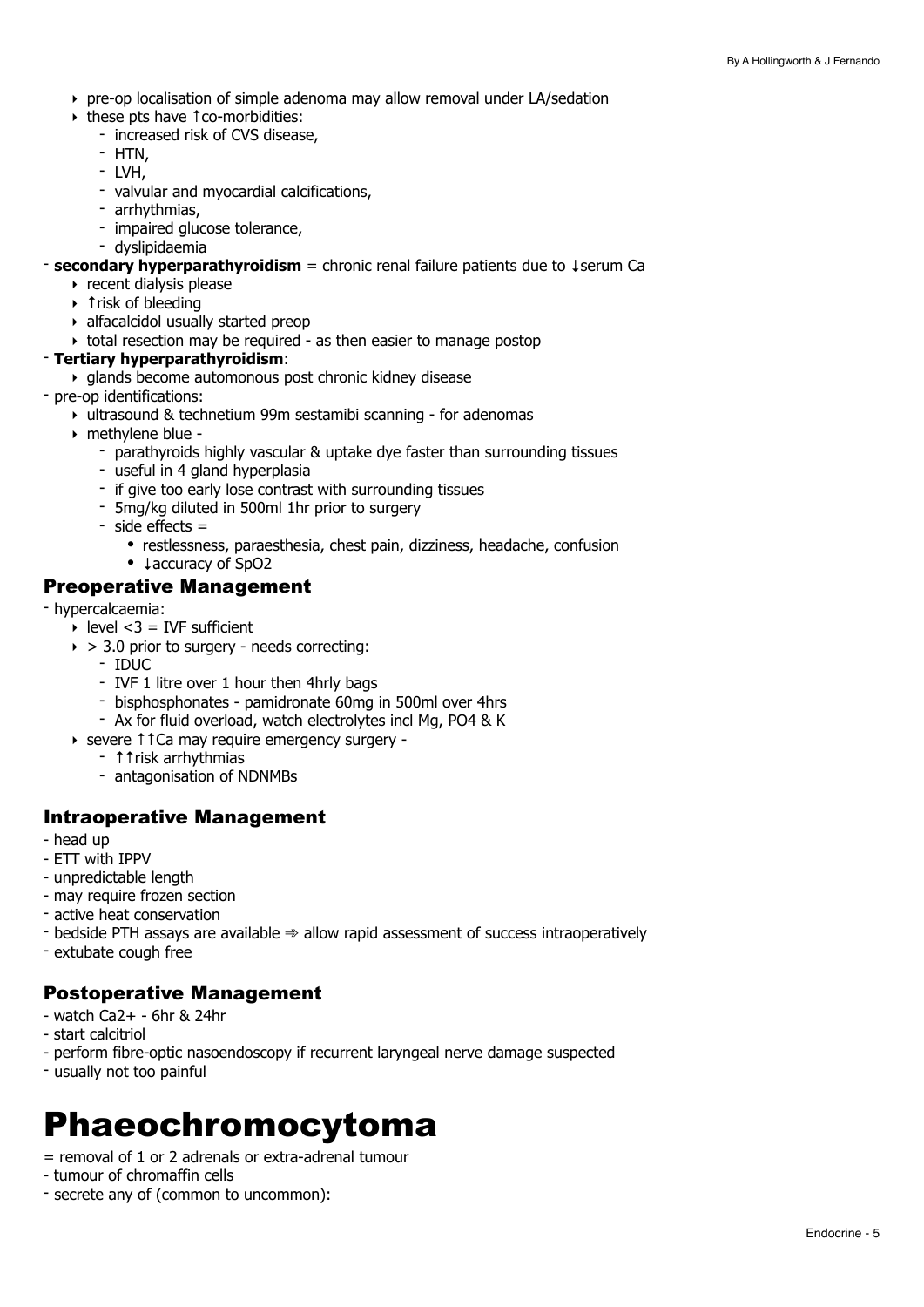- pre-op localisation of simple adenoma may allow removal under LA/sedation
- these pts have ↑co-morbidities:
  - increased risk of CVS disease,
  - HTN,
  - LVH,
  - valvular and myocardial calcifications,
  - arrhythmias,
  - impaired glucose tolerance,
  - dyslipidaemia

- **secondary hyperparathyroidism** = chronic renal failure patients due to ↓serum Ca
  - recent dialysis please
  - ↑risk of bleeding
  - alfacalcidol usually started preop
  - total resection may be required - as then easier to manage postop
- **Tertiary hyperparathyroidism**:
  - glands become automonous post chronic kidney disease
- pre-op identifications:
  - ultrasound & technetium 99m sestamibi scanning - for adenomas
  - methylene blue -
    - parathyroids highly vascular & uptake dye faster than surrounding tissues
    - useful in 4 gland hyperplasia
    - if give too early lose contrast with surrounding tissues
    - 5mg/kg diluted in 500ml 1hr prior to surgery
    - side effects =
      - restlessness, paraesthesia, chest pain, dizziness, headache, confusion
      - ↓accuracy of SpO2

## Preoperative Management

- hypercalcaemia:
  - level <3 = IVF sufficient
  - > 3.0 prior to surgery - needs correcting:
    - IDUC
    - IVF 1 litre over 1 hour then 4hrly bags
    - bisphosphonates - pamidronate 60mg in 500ml over 4hrs
    - Ax for fluid overload, watch electrolytes incl Mg, PO4 & K
  - severe ↑↑Ca may require emergency surgery -
    - ↑↑risk arrhythmias
    - antagonisation of NDNMBs

## Intraoperative Management

- head up
- ETT with IPPV
- unpredictable length
- may require frozen section
- active heat conservation
- bedside PTH assays are available ⇛ allow rapid assessment of success intraoperatively
- extubate cough free

## Postoperative Management

- watch $Ca^{2+}$ - 6hr & 24hr
- start calcitriol
- perform fibre-optic nasoendoscopy if recurrent laryngeal nerve damage suspected
- usually not too painful

# Phaeochromocytoma

= removal of 1 or 2 adrenals or extra-adrenal tumour

- tumour of chromaffin cells
- secrete any of (common to uncommon):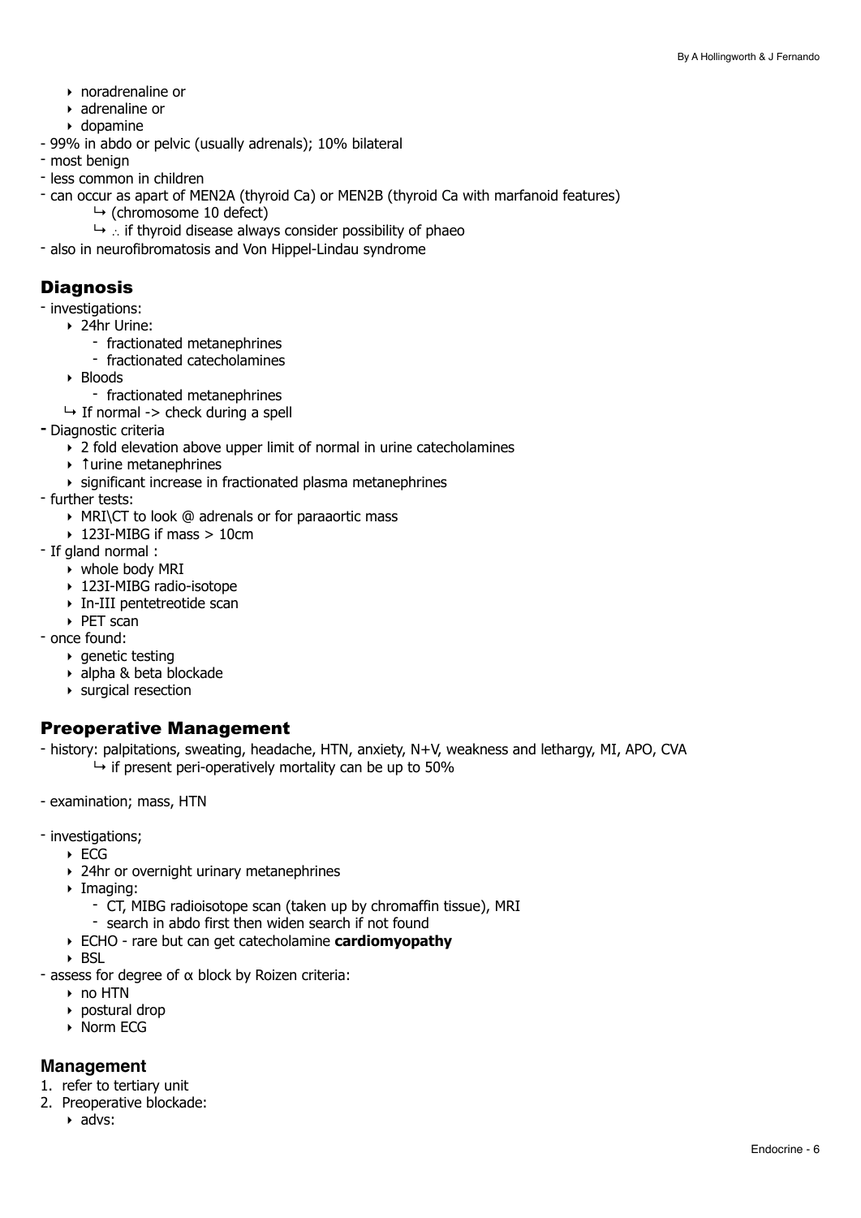- noradrenaline or
    - adrenaline or
    - dopamine
- 99% in abdo or pelvic (usually adrenals); 10% bilateral
- most benign
- less common in children
- can occur as apart of MEN2A (thyroid Ca) or MEN2B (thyroid Ca with marfanoid features)
    - ↳ (chromosome 10 defect)
    - ↳ ∴ if thyroid disease always consider possibility of phaeo
- also in neurofibromatosis and Von Hippel-Lindau syndrome

## Diagnosis

- investigations:
    - 24hr Urine:
        - fractionated metanephrines
        - fractionated catecholamines
    - Bloods
        - fractionated metanephrines
    - ↳ If normal -> check during a spell
- Diagnostic criteria
    - 2 fold elevation above upper limit of normal in urine catecholamines
    - ↑urine metanephrines
    - significant increase in fractionated plasma metanephrines
- further tests:
    - MRI\CT to look @ adrenals or for paraaortic mass
    - 123I-MIBG if mass > 10cm
- If gland normal :
    - whole body MRI
    - 123I-MIBG radio-isotope
    - In-III pentetreotide scan
    - PET scan
- once found:
    - genetic testing
    - alpha & beta blockade
    - surgical resection

## Preoperative Management

- history: palpitations, sweating, headache, HTN, anxiety, N+V, weakness and lethargy, MI, APO, CVA
    - ↳ if present peri-operatively mortality can be up to 50%

- examination; mass, HTN

- investigations;
    - ECG
    - 24hr or overnight urinary metanephrines
    - Imaging:
        - CT, MIBG radioisotope scan (taken up by chromaffin tissue), MRI
        - search in abdo first then widen search if not found
    - ECHO - rare but can get catecholamine **cardiomyopathy**
    - BSL
- assess for degree of α block by Roizen criteria:
    - no HTN
    - postural drop
    - Norm ECG

### Management

1. refer to tertiary unit
2. Preoperative blockade:
    - advs: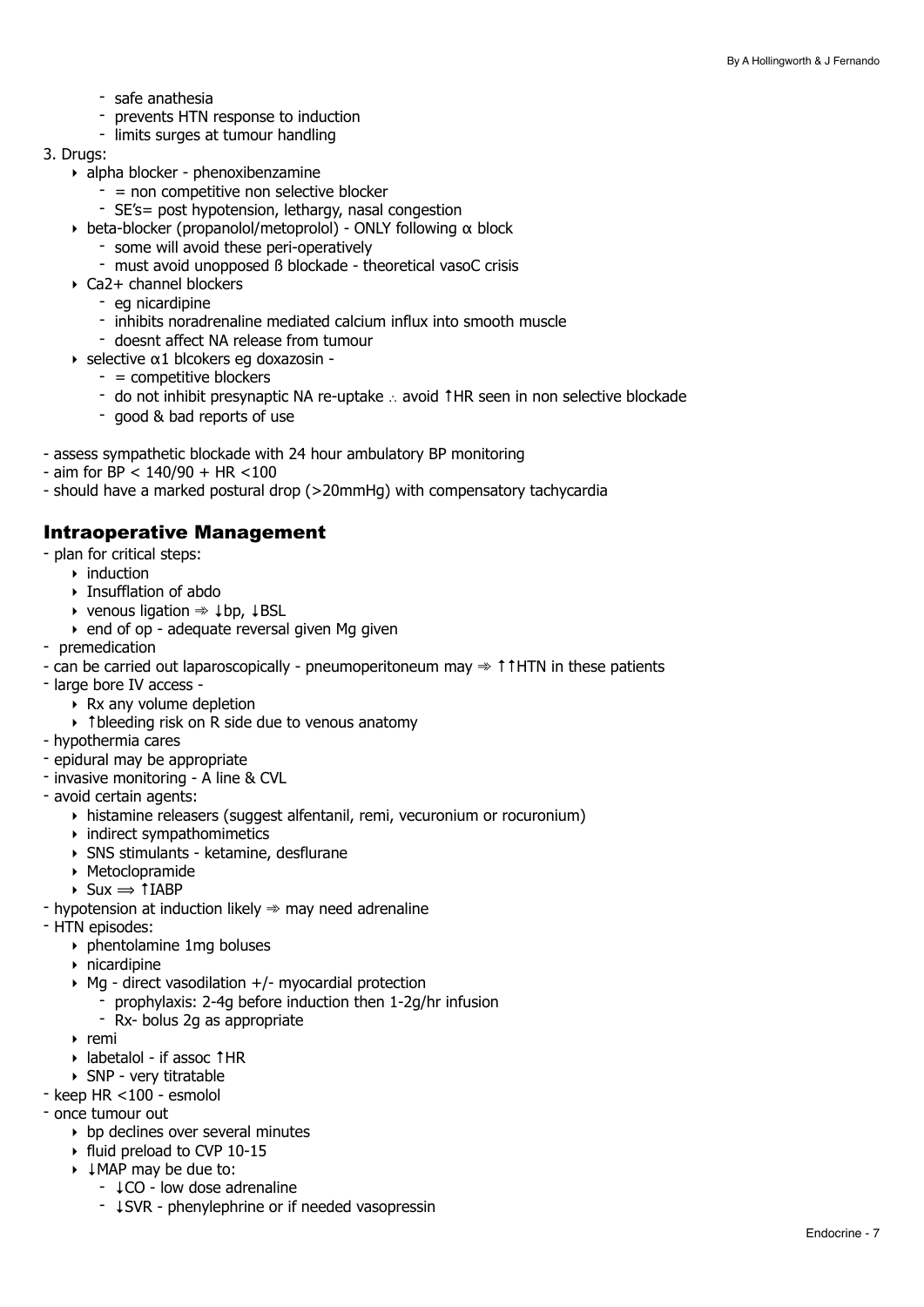- safe anathesia
    - prevents HTN response to induction
    - limits surges at tumour handling

3. Drugs:
    - alpha blocker - phenoxibenzamine
        - = non competitive non selective blocker
        - SE's= post hypotension, lethargy, nasal congestion
    - beta-blocker (propanolol/metoprolol) - ONLY following α block
        - some will avoid these peri-operatively
        - must avoid unopposed ß blockade - theoretical vasoC crisis
    - Ca2+ channel blockers
        - eg nicardipine
        - inhibits noradrenaline mediated calcium influx into smooth muscle
        - doesnt affect NA release from tumour
    - selective α1 blcokers eg doxazosin -
        - = competitive blockers
        - do not inhibit presynaptic NA re-uptake ∴ avoid ↑HR seen in non selective blockade
        - good & bad reports of use

- assess sympathetic blockade with 24 hour ambulatory BP monitoring
- aim for BP < 140/90 + HR <100
- should have a marked postural drop (>20mmHg) with compensatory tachycardia

## Intraoperative Management

- plan for critical steps:
    - induction
    - Insufflation of abdo
    - venous ligation ⇛ ↓bp, ↓BSL
    - end of op - adequate reversal given Mg given
- premedication
- can be carried out laparoscopically - pneumoperitoneum may ⇛ ↑↑HTN in these patients
- large bore IV access -
    - Rx any volume depletion
    - ↑bleeding risk on R side due to venous anatomy
- hypothermia cares
- epidural may be appropriate
- invasive monitoring - A line & CVL
- avoid certain agents:
    - histamine releasers (suggest alfentanil, remi, vecuronium or rocuronium)
    - indirect sympathomimetics
    - SNS stimulants - ketamine, desflurane
    - Metoclopramide
    - Sux ⟹ ↑IABP
- hypotension at induction likely ⇛ may need adrenaline
- HTN episodes:
    - phentolamine 1mg boluses
    - nicardipine
    - Mg - direct vasodilation +/- myocardial protection
        - prophylaxis: 2-4g before induction then 1-2g/hr infusion
        - Rx- bolus 2g as appropriate
    - remi
    - labetalol - if assoc ↑HR
    - SNP - very titratable
- keep HR <100 - esmolol
- once tumour out
    - bp declines over several minutes
    - fluid preload to CVP 10-15
    - ↓MAP may be due to:
        - ↓CO - low dose adrenaline
        - ↓SVR - phenylephrine or if needed vasopressin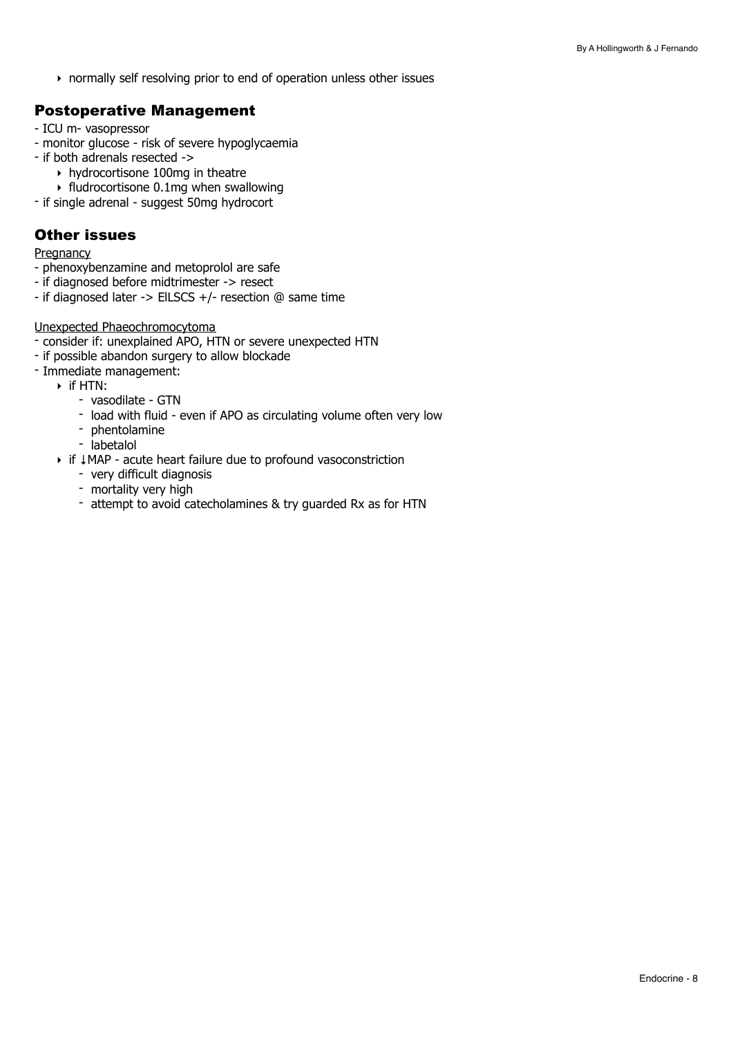- normally self resolving prior to end of operation unless other issues

## Postoperative Management

- ICU m- vasopressor
- monitor glucose - risk of severe hypoglycaemia
- if both adrenals resected ->
  - hydrocortisone 100mg in theatre
  - fludrocortisone 0.1mg when swallowing
- if single adrenal - suggest 50mg hydrocort

## Other issues

<u>Pregnancy</u>

- phenoxybenzamine and metoprolol are safe
- if diagnosed before midtrimester -> resect
- if diagnosed later -> ElLSCS +/- resection @ same time

<u>Unexpected Phaeochromocytoma</u>

- consider if: unexplained APO, HTN or severe unexpected HTN
- if possible abandon surgery to allow blockade
- Immediate management:
  - if HTN:
    - vasodilate - GTN
    - load with fluid - even if APO as circulating volume often very low
    - phentolamine
    - labetalol
  - if ↓MAP - acute heart failure due to profound vasoconstriction
    - very difficult diagnosis
    - mortality very high
    - attempt to avoid catecholamines & try guarded Rx as for HTN